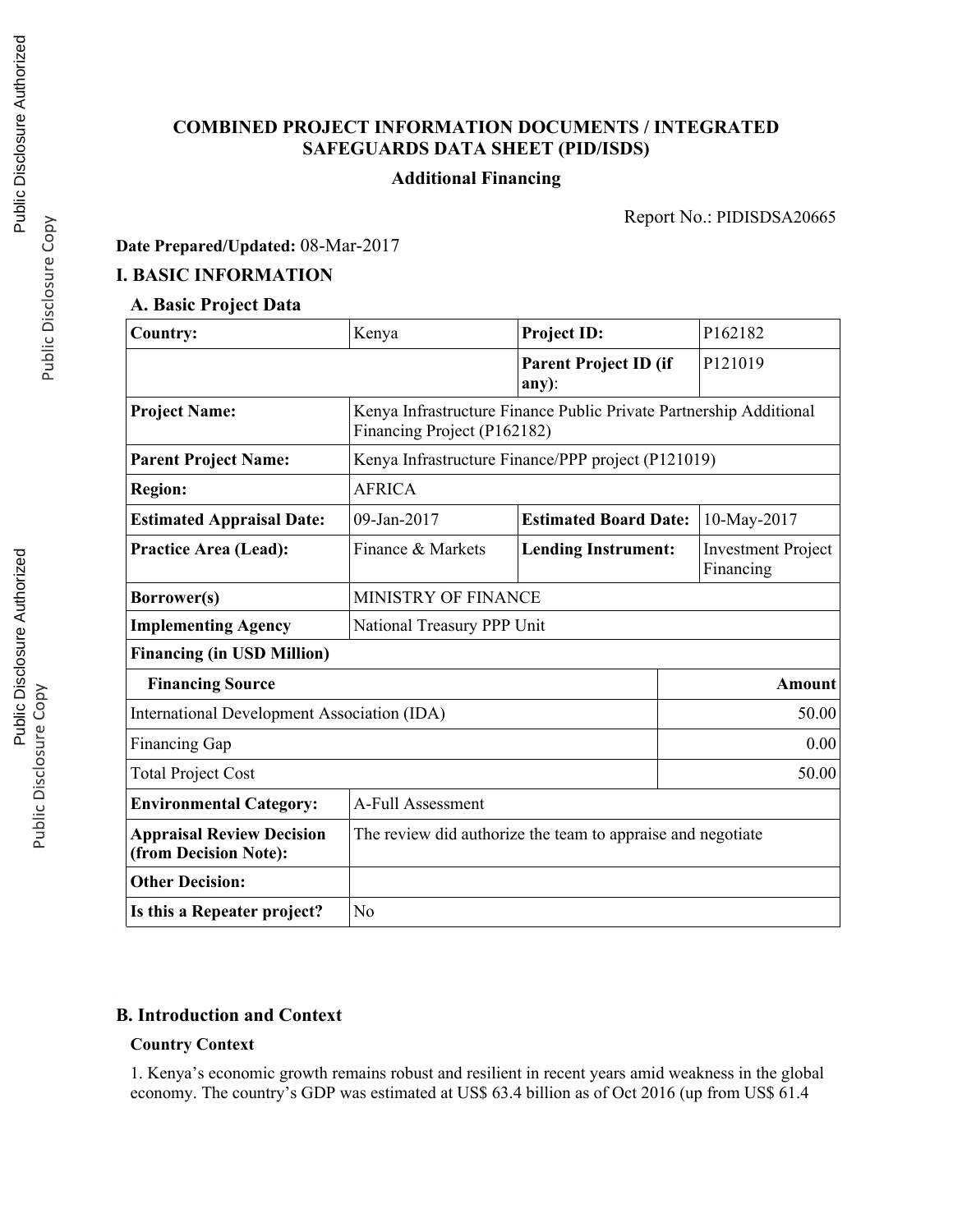# COMBINED PROJECT INFORMATION DOCUMENTS / INTEGRATED SAFEGUARDS DATA SHEET (PID/ISDS)

**Additional Financing**

Report No.: PIDISDSA20665

**Date Prepared/Updated:** 08-Mar-2017

## I. BASIC INFORMATION

### A. Basic Project Data

| **Country:** | Kenya | **Project ID:** | P162182 |
|---|---|---|---|
| | | **Parent Project ID (if any):** | P121019 |
| **Project Name:** | Kenya Infrastructure Finance Public Private Partnership Additional Financing Project (P162182) | | |
| **Parent Project Name:** | Kenya Infrastructure Finance/PPP project (P121019) | | |
| **Region:** | AFRICA | | |
| **Estimated Appraisal Date:** | 09-Jan-2017 | **Estimated Board Date:** | 10-May-2017 |
| **Practice Area (Lead):** | Finance & Markets | **Lending Instrument:** | Investment Project Financing |
| **Borrower(s)** | MINISTRY OF FINANCE | | |
| **Implementing Agency** | National Treasury PPP Unit | | |
| **Financing (in USD Million)** | | | |
| **Financing Source** | | | **Amount** |
| International Development Association (IDA) | | | 50.00 |
| Financing Gap | | | 0.00 |
| Total Project Cost | | | 50.00 |
| **Environmental Category:** | A-Full Assessment | | |
| **Appraisal Review Decision (from Decision Note):** | The review did authorize the team to appraise and negotiate | | |
| **Other Decision:** | | | |
| **Is this a Repeater project?** | No | | |

### B. Introduction and Context

**Country Context**

1. Kenya's economic growth remains robust and resilient in recent years amid weakness in the global economy. The country's GDP was estimated at US$ 63.4 billion as of Oct 2016 (up from US$ 61.4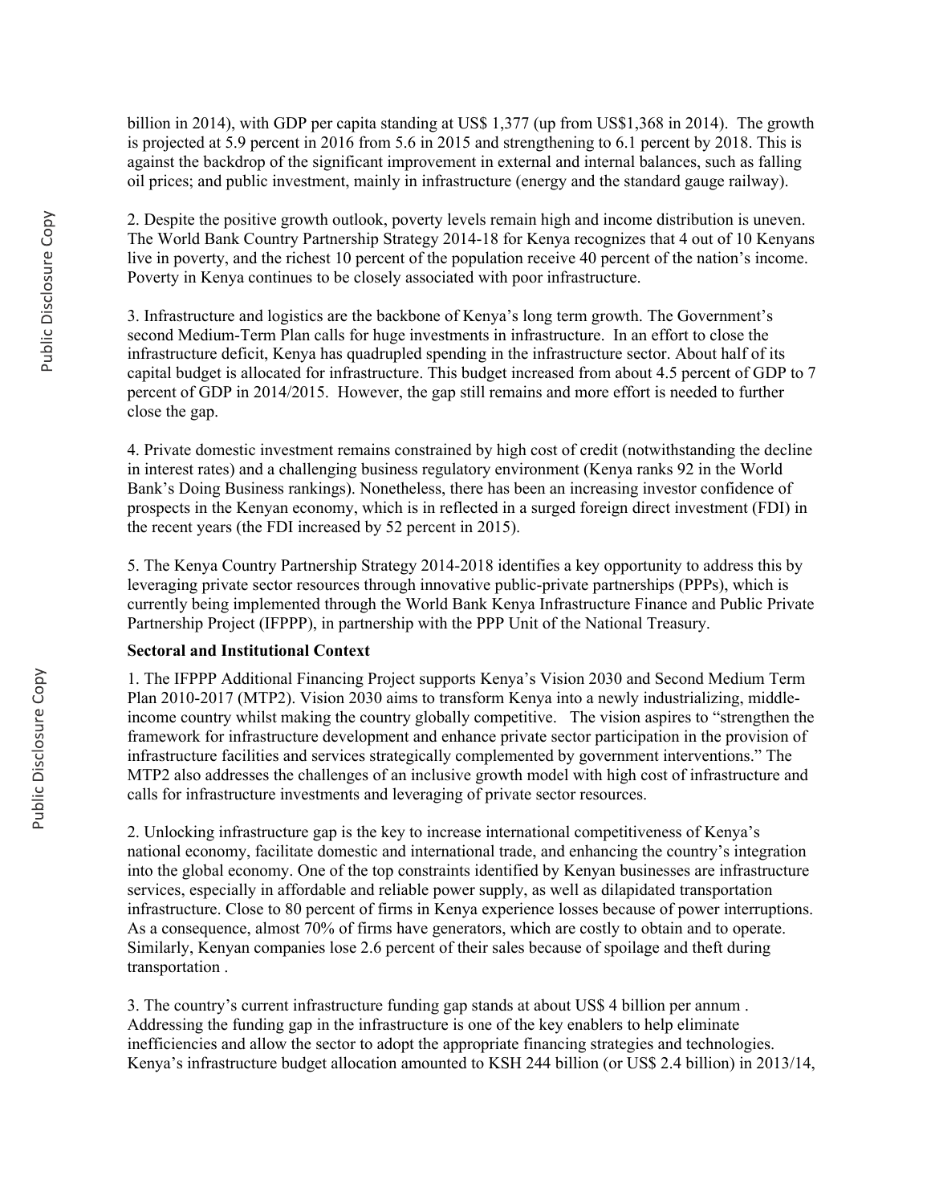billion in 2014), with GDP per capita standing at US$ 1,377 (up from US$1,368 in 2014). The growth is projected at 5.9 percent in 2016 from 5.6 in 2015 and strengthening to 6.1 percent by 2018. This is against the backdrop of the significant improvement in external and internal balances, such as falling oil prices; and public investment, mainly in infrastructure (energy and the standard gauge railway).

2. Despite the positive growth outlook, poverty levels remain high and income distribution is uneven. The World Bank Country Partnership Strategy 2014-18 for Kenya recognizes that 4 out of 10 Kenyans live in poverty, and the richest 10 percent of the population receive 40 percent of the nation's income. Poverty in Kenya continues to be closely associated with poor infrastructure.

3. Infrastructure and logistics are the backbone of Kenya's long term growth. The Government's second Medium-Term Plan calls for huge investments in infrastructure. In an effort to close the infrastructure deficit, Kenya has quadrupled spending in the infrastructure sector. About half of its capital budget is allocated for infrastructure. This budget increased from about 4.5 percent of GDP to 7 percent of GDP in 2014/2015. However, the gap still remains and more effort is needed to further close the gap.

4. Private domestic investment remains constrained by high cost of credit (notwithstanding the decline in interest rates) and a challenging business regulatory environment (Kenya ranks 92 in the World Bank's Doing Business rankings). Nonetheless, there has been an increasing investor confidence of prospects in the Kenyan economy, which is in reflected in a surged foreign direct investment (FDI) in the recent years (the FDI increased by 52 percent in 2015).

5. The Kenya Country Partnership Strategy 2014-2018 identifies a key opportunity to address this by leveraging private sector resources through innovative public-private partnerships (PPPs), which is currently being implemented through the World Bank Kenya Infrastructure Finance and Public Private Partnership Project (IFPPP), in partnership with the PPP Unit of the National Treasury.

**Sectoral and Institutional Context**

1. The IFPPP Additional Financing Project supports Kenya's Vision 2030 and Second Medium Term Plan 2010-2017 (MTP2). Vision 2030 aims to transform Kenya into a newly industrializing, middle-income country whilst making the country globally competitive. The vision aspires to "strengthen the framework for infrastructure development and enhance private sector participation in the provision of infrastructure facilities and services strategically complemented by government interventions." The MTP2 also addresses the challenges of an inclusive growth model with high cost of infrastructure and calls for infrastructure investments and leveraging of private sector resources.

2. Unlocking infrastructure gap is the key to increase international competitiveness of Kenya's national economy, facilitate domestic and international trade, and enhancing the country's integration into the global economy. One of the top constraints identified by Kenyan businesses are infrastructure services, especially in affordable and reliable power supply, as well as dilapidated transportation infrastructure. Close to 80 percent of firms in Kenya experience losses because of power interruptions. As a consequence, almost 70% of firms have generators, which are costly to obtain and to operate. Similarly, Kenyan companies lose 2.6 percent of their sales because of spoilage and theft during transportation .

3. The country's current infrastructure funding gap stands at about US$ 4 billion per annum . Addressing the funding gap in the infrastructure is one of the key enablers to help eliminate inefficiencies and allow the sector to adopt the appropriate financing strategies and technologies. Kenya's infrastructure budget allocation amounted to KSH 244 billion (or US$ 2.4 billion) in 2013/14,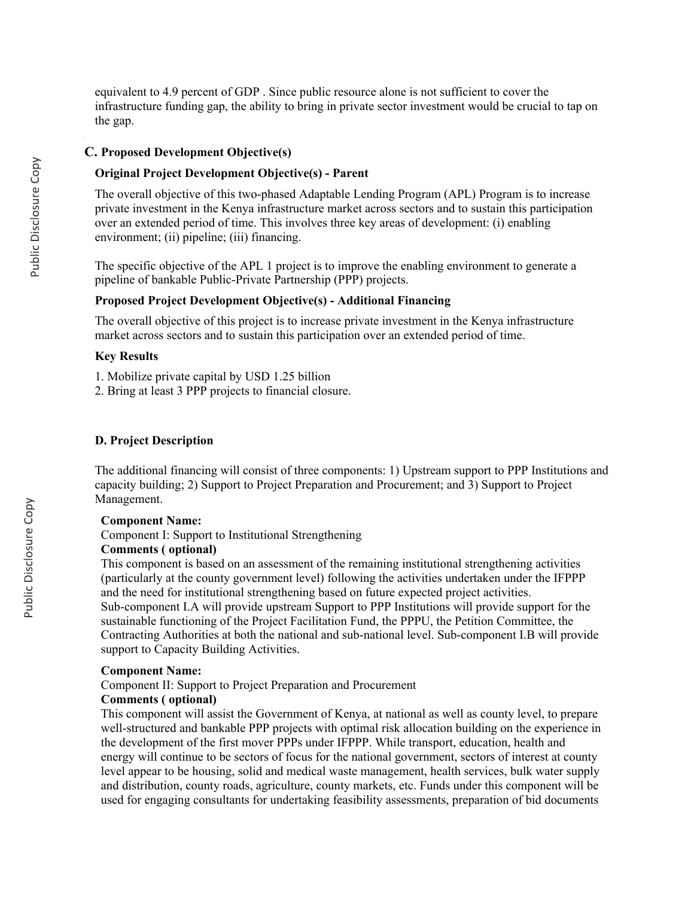equivalent to 4.9 percent of GDP . Since public resource alone is not sufficient to cover the infrastructure funding gap, the ability to bring in private sector investment would be crucial to tap on the gap.

## C. Proposed Development Objective(s)

### Original Project Development Objective(s) - Parent

The overall objective of this two-phased Adaptable Lending Program (APL) Program is to increase private investment in the Kenya infrastructure market across sectors and to sustain this participation over an extended period of time. This involves three key areas of development: (i) enabling environment; (ii) pipeline; (iii) financing.

The specific objective of the APL 1 project is to improve the enabling environment to generate a pipeline of bankable Public-Private Partnership (PPP) projects.

### Proposed Project Development Objective(s) - Additional Financing

The overall objective of this project is to increase private investment in the Kenya infrastructure market across sectors and to sustain this participation over an extended period of time.

### Key Results

1. Mobilize private capital by USD 1.25 billion
2. Bring at least 3 PPP projects to financial closure.

## D. Project Description

The additional financing will consist of three components: 1) Upstream support to PPP Institutions and capacity building; 2) Support to Project Preparation and Procurement; and 3) Support to Project Management.

**Component Name:**
Component I: Support to Institutional Strengthening
**Comments ( optional)**
This component is based on an assessment of the remaining institutional strengthening activities (particularly at the county government level) following the activities undertaken under the IFPPP and the need for institutional strengthening based on future expected project activities. Sub-component I.A will provide upstream Support to PPP Institutions will provide support for the sustainable functioning of the Project Facilitation Fund, the PPPU, the Petition Committee, the Contracting Authorities at both the national and sub-national level. Sub-component I.B will provide support to Capacity Building Activities.

**Component Name:**
Component II: Support to Project Preparation and Procurement
**Comments ( optional)**
This component will assist the Government of Kenya, at national as well as county level, to prepare well-structured and bankable PPP projects with optimal risk allocation building on the experience in the development of the first mover PPPs under IFPPP. While transport, education, health and energy will continue to be sectors of focus for the national government, sectors of interest at county level appear to be housing, solid and medical waste management, health services, bulk water supply and distribution, county roads, agriculture, county markets, etc. Funds under this component will be used for engaging consultants for undertaking feasibility assessments, preparation of bid documents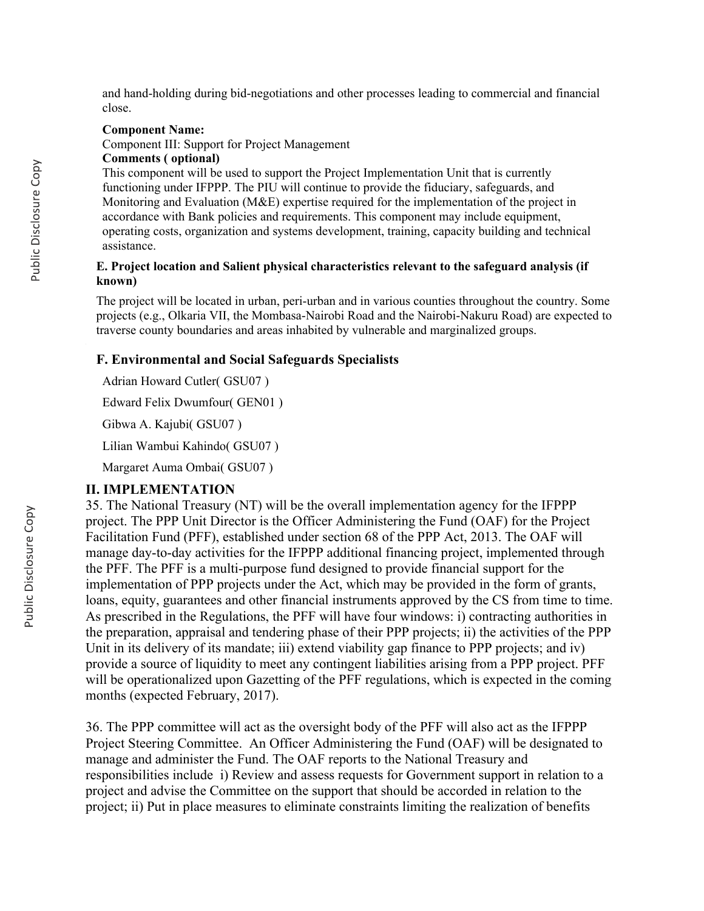and hand-holding during bid-negotiations and other processes leading to commercial and financial close.

**Component Name:**

Component III: Support for Project Management

**Comments ( optional)**

This component will be used to support the Project Implementation Unit that is currently functioning under IFPPP. The PIU will continue to provide the fiduciary, safeguards, and Monitoring and Evaluation (M&E) expertise required for the implementation of the project in accordance with Bank policies and requirements. This component may include equipment, operating costs, organization and systems development, training, capacity building and technical assistance.

**E. Project location and Salient physical characteristics relevant to the safeguard analysis (if known)**

The project will be located in urban, peri-urban and in various counties throughout the country. Some projects (e.g., Olkaria VII, the Mombasa-Nairobi Road and the Nairobi-Nakuru Road) are expected to traverse county boundaries and areas inhabited by vulnerable and marginalized groups.

### F. Environmental and Social Safeguards Specialists

Adrian Howard Cutler( GSU07 )

Edward Felix Dwumfour( GEN01 )

Gibwa A. Kajubi( GSU07 )

Lilian Wambui Kahindo( GSU07 )

Margaret Auma Ombai( GSU07 )

## II. IMPLEMENTATION

35. The National Treasury (NT) will be the overall implementation agency for the IFPPP project. The PPP Unit Director is the Officer Administering the Fund (OAF) for the Project Facilitation Fund (PFF), established under section 68 of the PPP Act, 2013. The OAF will manage day-to-day activities for the IFPPP additional financing project, implemented through the PFF. The PFF is a multi-purpose fund designed to provide financial support for the implementation of PPP projects under the Act, which may be provided in the form of grants, loans, equity, guarantees and other financial instruments approved by the CS from time to time. As prescribed in the Regulations, the PFF will have four windows: i) contracting authorities in the preparation, appraisal and tendering phase of their PPP projects; ii) the activities of the PPP Unit in its delivery of its mandate; iii) extend viability gap finance to PPP projects; and iv) provide a source of liquidity to meet any contingent liabilities arising from a PPP project. PFF will be operationalized upon Gazetting of the PFF regulations, which is expected in the coming months (expected February, 2017).

36. The PPP committee will act as the oversight body of the PFF will also act as the IFPPP Project Steering Committee. An Officer Administering the Fund (OAF) will be designated to manage and administer the Fund. The OAF reports to the National Treasury and responsibilities include i) Review and assess requests for Government support in relation to a project and advise the Committee on the support that should be accorded in relation to the project; ii) Put in place measures to eliminate constraints limiting the realization of benefits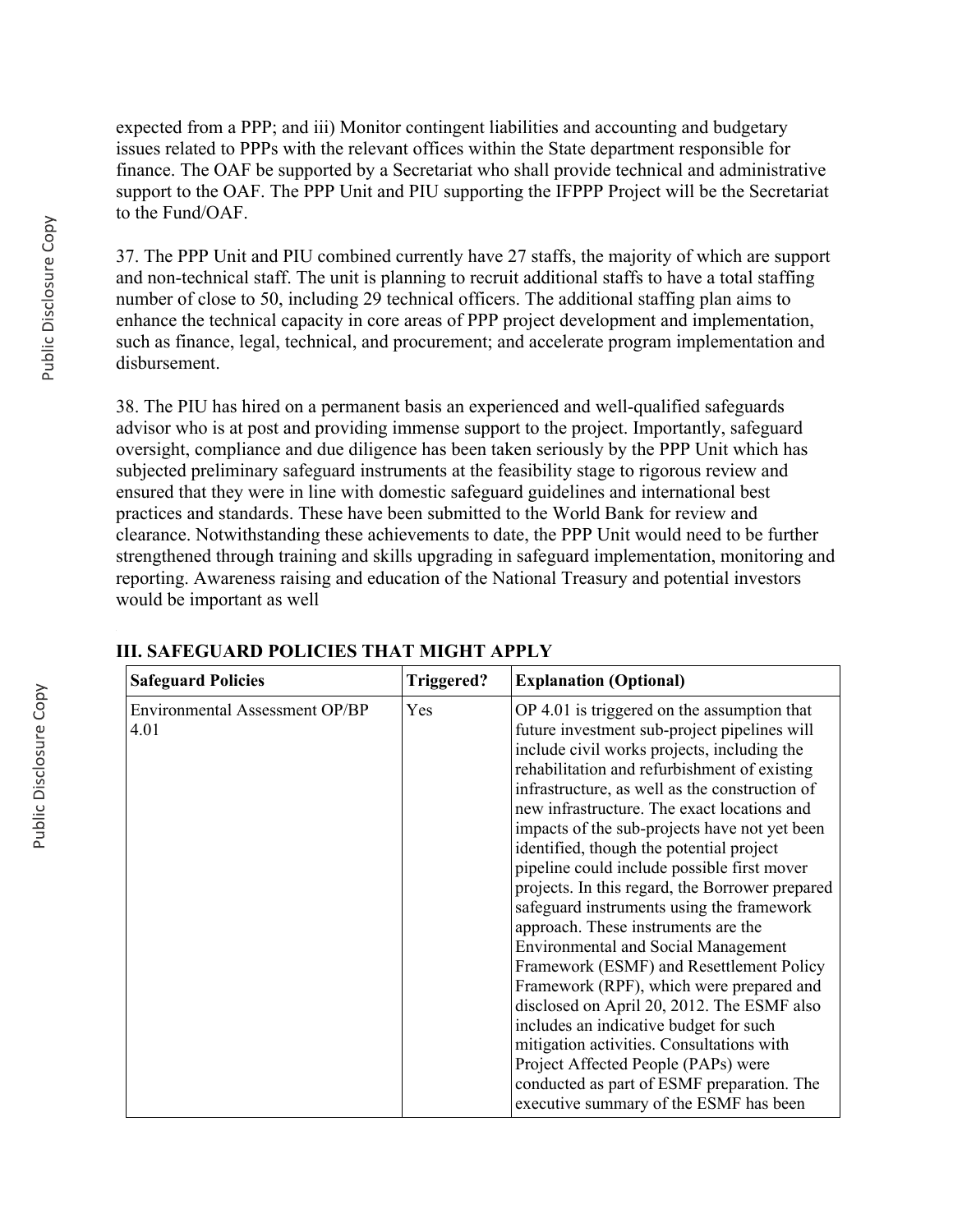expected from a PPP; and iii) Monitor contingent liabilities and accounting and budgetary issues related to PPPs with the relevant offices within the State department responsible for finance. The OAF be supported by a Secretariat who shall provide technical and administrative support to the OAF. The PPP Unit and PIU supporting the IFPPP Project will be the Secretariat to the Fund/OAF.

37. The PPP Unit and PIU combined currently have 27 staffs, the majority of which are support and non-technical staff. The unit is planning to recruit additional staffs to have a total staffing number of close to 50, including 29 technical officers. The additional staffing plan aims to enhance the technical capacity in core areas of PPP project development and implementation, such as finance, legal, technical, and procurement; and accelerate program implementation and disbursement.

38. The PIU has hired on a permanent basis an experienced and well-qualified safeguards advisor who is at post and providing immense support to the project. Importantly, safeguard oversight, compliance and due diligence has been taken seriously by the PPP Unit which has subjected preliminary safeguard instruments at the feasibility stage to rigorous review and ensured that they were in line with domestic safeguard guidelines and international best practices and standards. These have been submitted to the World Bank for review and clearance. Notwithstanding these achievements to date, the PPP Unit would need to be further strengthened through training and skills upgrading in safeguard implementation, monitoring and reporting. Awareness raising and education of the National Treasury and potential investors would be important as well

## III. SAFEGUARD POLICIES THAT MIGHT APPLY

| Safeguard Policies | Triggered? | Explanation (Optional) |
|---|---|---|
| Environmental Assessment OP/BP 4.01 | Yes | OP 4.01 is triggered on the assumption that future investment sub-project pipelines will include civil works projects, including the rehabilitation and refurbishment of existing infrastructure, as well as the construction of new infrastructure. The exact locations and impacts of the sub-projects have not yet been identified, though the potential project pipeline could include possible first mover projects. In this regard, the Borrower prepared safeguard instruments using the framework approach. These instruments are the Environmental and Social Management Framework (ESMF) and Resettlement Policy Framework (RPF), which were prepared and disclosed on April 20, 2012. The ESMF also includes an indicative budget for such mitigation activities. Consultations with Project Affected People (PAPs) were conducted as part of ESMF preparation. The executive summary of the ESMF has been |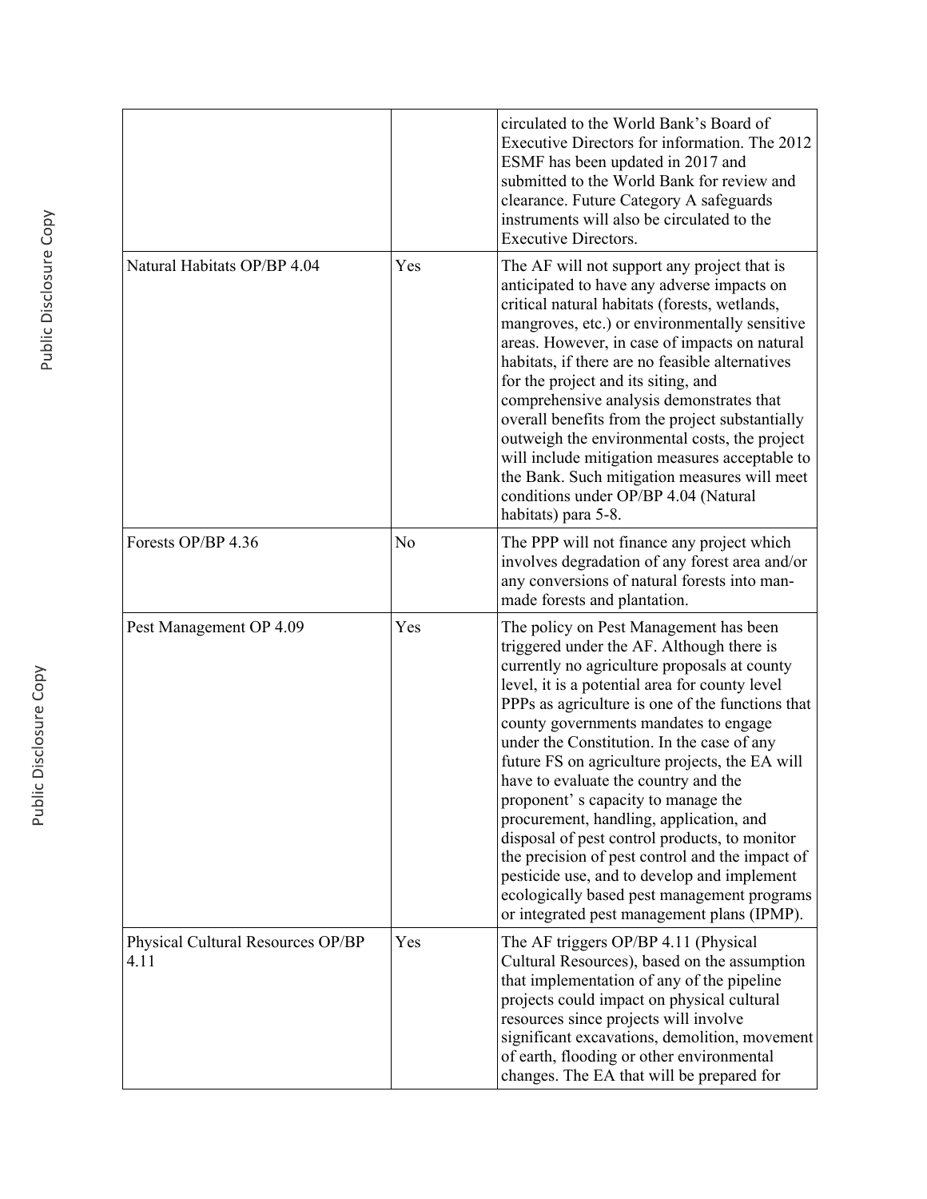| | | |
|---|---|---|
| | | circulated to the World Bank's Board of Executive Directors for information. The 2012 ESMF has been updated in 2017 and submitted to the World Bank for review and clearance. Future Category A safeguards instruments will also be circulated to the Executive Directors. |
| Natural Habitats OP/BP 4.04 | Yes | The AF will not support any project that is anticipated to have any adverse impacts on critical natural habitats (forests, wetlands, mangroves, etc.) or environmentally sensitive areas. However, in case of impacts on natural habitats, if there are no feasible alternatives for the project and its siting, and comprehensive analysis demonstrates that overall benefits from the project substantially outweigh the environmental costs, the project will include mitigation measures acceptable to the Bank. Such mitigation measures will meet conditions under OP/BP 4.04 (Natural habitats) para 5-8. |
| Forests OP/BP 4.36 | No | The PPP will not finance any project which involves degradation of any forest area and/or any conversions of natural forests into man-made forests and plantation. |
| Pest Management OP 4.09 | Yes | The policy on Pest Management has been triggered under the AF. Although there is currently no agriculture proposals at county level, it is a potential area for county level PPPs as agriculture is one of the functions that county governments mandates to engage under the Constitution. In the case of any future FS on agriculture projects, the EA will have to evaluate the country and the proponent' s capacity to manage the procurement, handling, application, and disposal of pest control products, to monitor the precision of pest control and the impact of pesticide use, and to develop and implement ecologically based pest management programs or integrated pest management plans (IPMP). |
| Physical Cultural Resources OP/BP 4.11 | Yes | The AF triggers OP/BP 4.11 (Physical Cultural Resources), based on the assumption that implementation of any of the pipeline projects could impact on physical cultural resources since projects will involve significant excavations, demolition, movement of earth, flooding or other environmental changes. The EA that will be prepared for |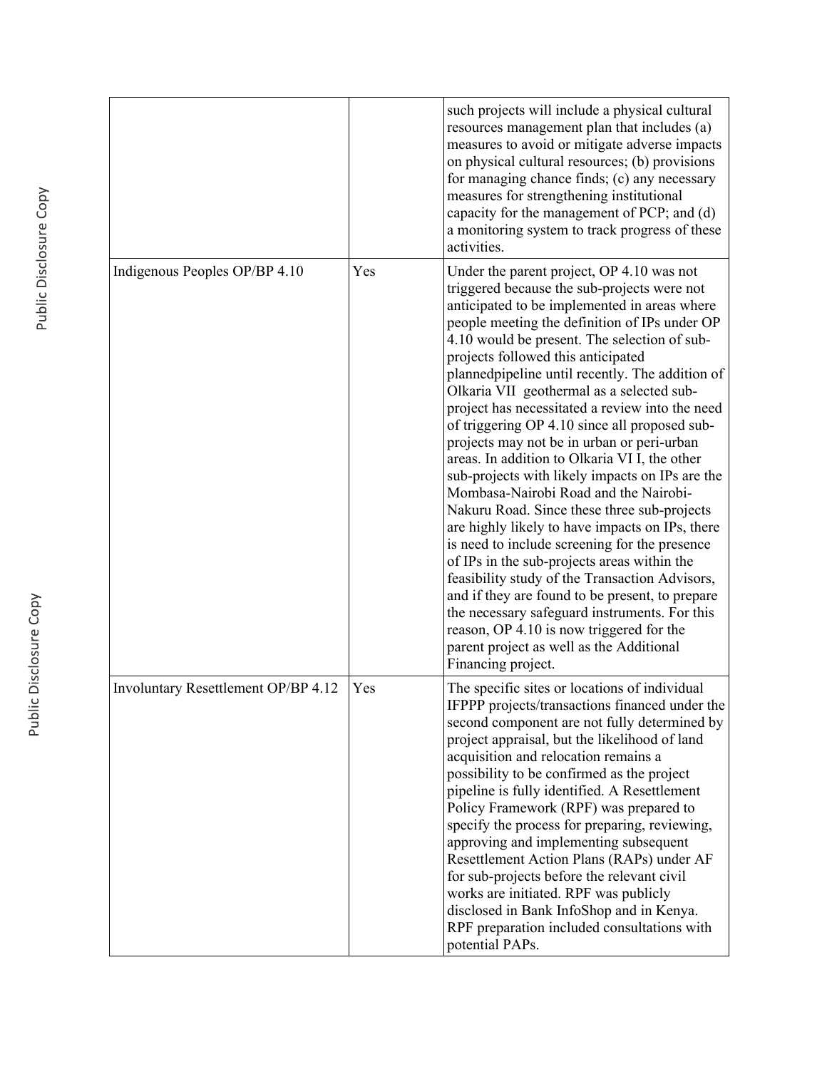| | | |
|---|---|---|
| | | such projects will include a physical cultural resources management plan that includes (a) measures to avoid or mitigate adverse impacts on physical cultural resources; (b) provisions for managing chance finds; (c) any necessary measures for strengthening institutional capacity for the management of PCP; and (d) a monitoring system to track progress of these activities. |
| Indigenous Peoples OP/BP 4.10 | Yes | Under the parent project, OP 4.10 was not triggered because the sub-projects were not anticipated to be implemented in areas where people meeting the definition of IPs under OP 4.10 would be present. The selection of sub-projects followed this anticipated plannedpipeline until recently. The addition of Olkaria VII geothermal as a selected sub-project has necessitated a review into the need of triggering OP 4.10 since all proposed sub-projects may not be in urban or peri-urban areas. In addition to Olkaria VI I, the other sub-projects with likely impacts on IPs are the Mombasa-Nairobi Road and the Nairobi-Nakuru Road. Since these three sub-projects are highly likely to have impacts on IPs, there is need to include screening for the presence of IPs in the sub-projects areas within the feasibility study of the Transaction Advisors, and if they are found to be present, to prepare the necessary safeguard instruments. For this reason, OP 4.10 is now triggered for the parent project as well as the Additional Financing project. |
| Involuntary Resettlement OP/BP 4.12 | Yes | The specific sites or locations of individual IFPPP projects/transactions financed under the second component are not fully determined by project appraisal, but the likelihood of land acquisition and relocation remains a possibility to be confirmed as the project pipeline is fully identified. A Resettlement Policy Framework (RPF) was prepared to specify the process for preparing, reviewing, approving and implementing subsequent Resettlement Action Plans (RAPs) under AF for sub-projects before the relevant civil works are initiated. RPF was publicly disclosed in Bank InfoShop and in Kenya. RPF preparation included consultations with potential PAPs. |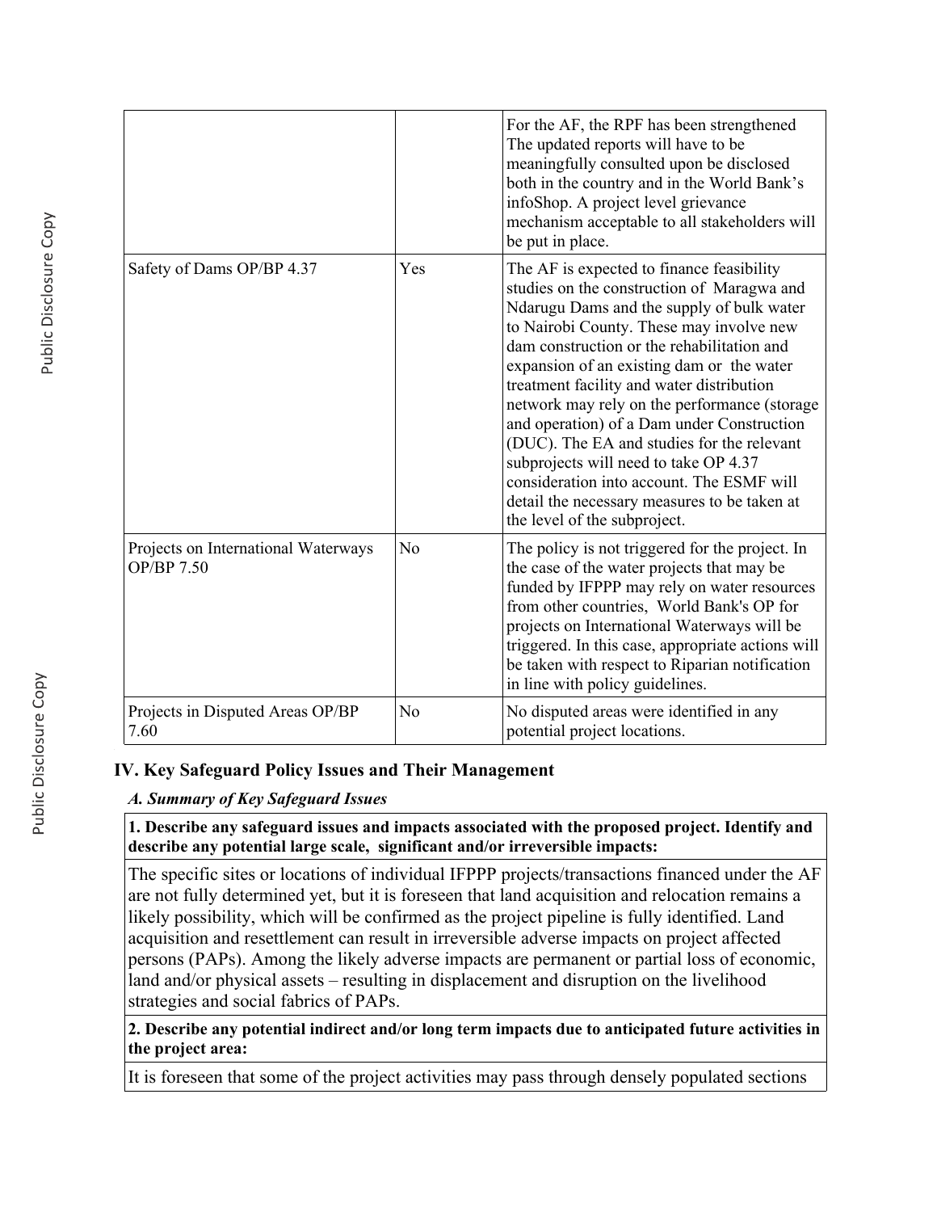| | | |
|---|---|---|
| | | For the AF, the RPF has been strengthened The updated reports will have to be meaningfully consulted upon be disclosed both in the country and in the World Bank's infoShop. A project level grievance mechanism acceptable to all stakeholders will be put in place. |
| Safety of Dams OP/BP 4.37 | Yes | The AF is expected to finance feasibility studies on the construction of Maragwa and Ndarugu Dams and the supply of bulk water to Nairobi County. These may involve new dam construction or the rehabilitation and expansion of an existing dam or the water treatment facility and water distribution network may rely on the performance (storage and operation) of a Dam under Construction (DUC). The EA and studies for the relevant subprojects will need to take OP 4.37 consideration into account. The ESMF will detail the necessary measures to be taken at the level of the subproject. |
| Projects on International Waterways OP/BP 7.50 | No | The policy is not triggered for the project. In the case of the water projects that may be funded by IFPPP may rely on water resources from other countries, World Bank's OP for projects on International Waterways will be triggered. In this case, appropriate actions will be taken with respect to Riparian notification in line with policy guidelines. |
| Projects in Disputed Areas OP/BP 7.60 | No | No disputed areas were identified in any potential project locations. |

## IV. Key Safeguard Policy Issues and Their Management

### *A. Summary of Key Safeguard Issues*

**1. Describe any safeguard issues and impacts associated with the proposed project. Identify and describe any potential large scale, significant and/or irreversible impacts:**

The specific sites or locations of individual IFPPP projects/transactions financed under the AF are not fully determined yet, but it is foreseen that land acquisition and relocation remains a likely possibility, which will be confirmed as the project pipeline is fully identified. Land acquisition and resettlement can result in irreversible adverse impacts on project affected persons (PAPs). Among the likely adverse impacts are permanent or partial loss of economic, land and/or physical assets – resulting in displacement and disruption on the livelihood strategies and social fabrics of PAPs.

**2. Describe any potential indirect and/or long term impacts due to anticipated future activities in the project area:**

It is foreseen that some of the project activities may pass through densely populated sections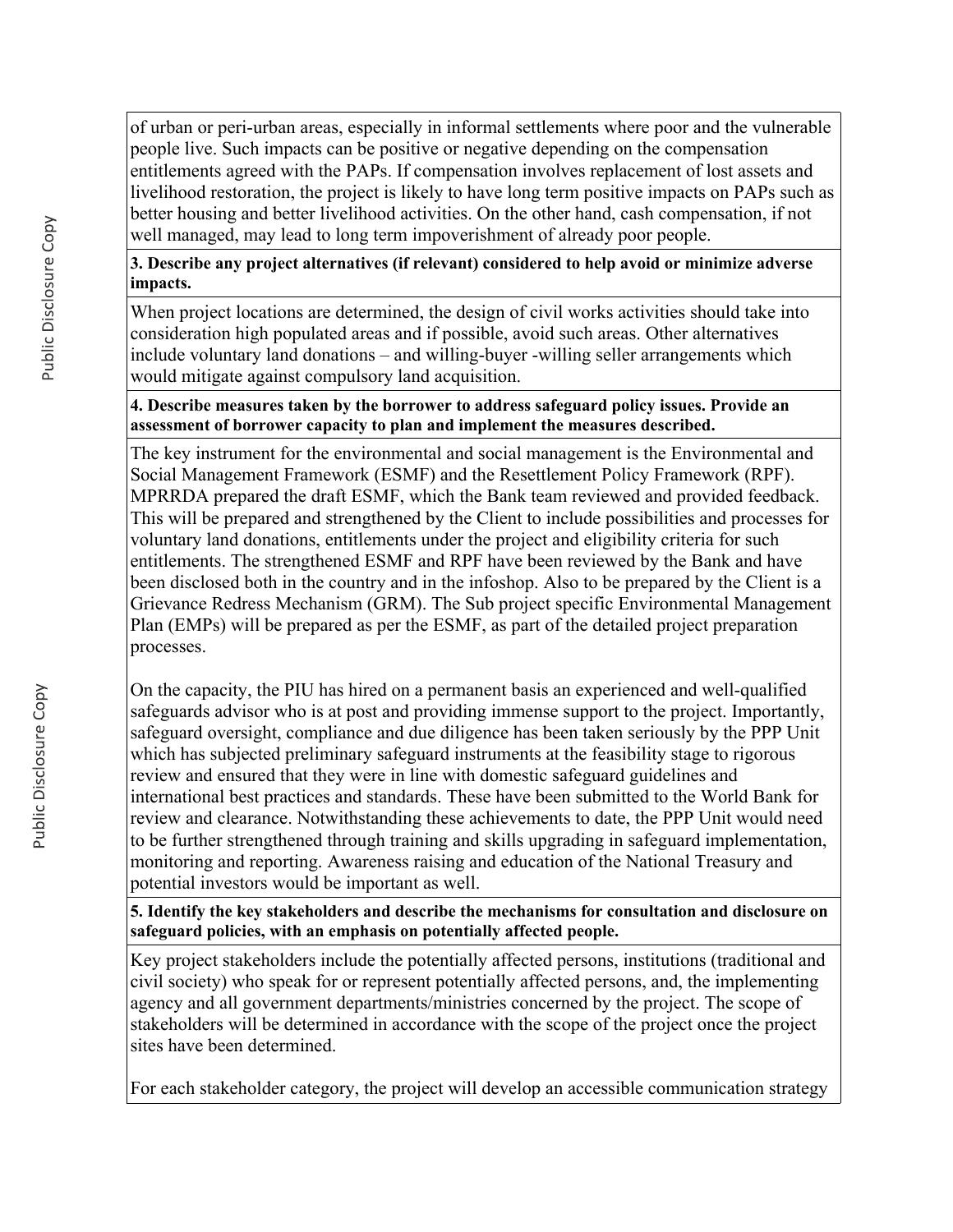of urban or peri-urban areas, especially in informal settlements where poor and the vulnerable people live. Such impacts can be positive or negative depending on the compensation entitlements agreed with the PAPs. If compensation involves replacement of lost assets and livelihood restoration, the project is likely to have long term positive impacts on PAPs such as better housing and better livelihood activities. On the other hand, cash compensation, if not well managed, may lead to long term impoverishment of already poor people.

**3. Describe any project alternatives (if relevant) considered to help avoid or minimize adverse impacts.**

When project locations are determined, the design of civil works activities should take into consideration high populated areas and if possible, avoid such areas. Other alternatives include voluntary land donations – and willing-buyer -willing seller arrangements which would mitigate against compulsory land acquisition.

**4. Describe measures taken by the borrower to address safeguard policy issues. Provide an assessment of borrower capacity to plan and implement the measures described.**

The key instrument for the environmental and social management is the Environmental and Social Management Framework (ESMF) and the Resettlement Policy Framework (RPF). MPRRDA prepared the draft ESMF, which the Bank team reviewed and provided feedback. This will be prepared and strengthened by the Client to include possibilities and processes for voluntary land donations, entitlements under the project and eligibility criteria for such entitlements. The strengthened ESMF and RPF have been reviewed by the Bank and have been disclosed both in the country and in the infoshop. Also to be prepared by the Client is a Grievance Redress Mechanism (GRM). The Sub project specific Environmental Management Plan (EMPs) will be prepared as per the ESMF, as part of the detailed project preparation processes.

On the capacity, the PIU has hired on a permanent basis an experienced and well-qualified safeguards advisor who is at post and providing immense support to the project. Importantly, safeguard oversight, compliance and due diligence has been taken seriously by the PPP Unit which has subjected preliminary safeguard instruments at the feasibility stage to rigorous review and ensured that they were in line with domestic safeguard guidelines and international best practices and standards. These have been submitted to the World Bank for review and clearance. Notwithstanding these achievements to date, the PPP Unit would need to be further strengthened through training and skills upgrading in safeguard implementation, monitoring and reporting. Awareness raising and education of the National Treasury and potential investors would be important as well.

**5. Identify the key stakeholders and describe the mechanisms for consultation and disclosure on safeguard policies, with an emphasis on potentially affected people.**

Key project stakeholders include the potentially affected persons, institutions (traditional and civil society) who speak for or represent potentially affected persons, and, the implementing agency and all government departments/ministries concerned by the project. The scope of stakeholders will be determined in accordance with the scope of the project once the project sites have been determined.

For each stakeholder category, the project will develop an accessible communication strategy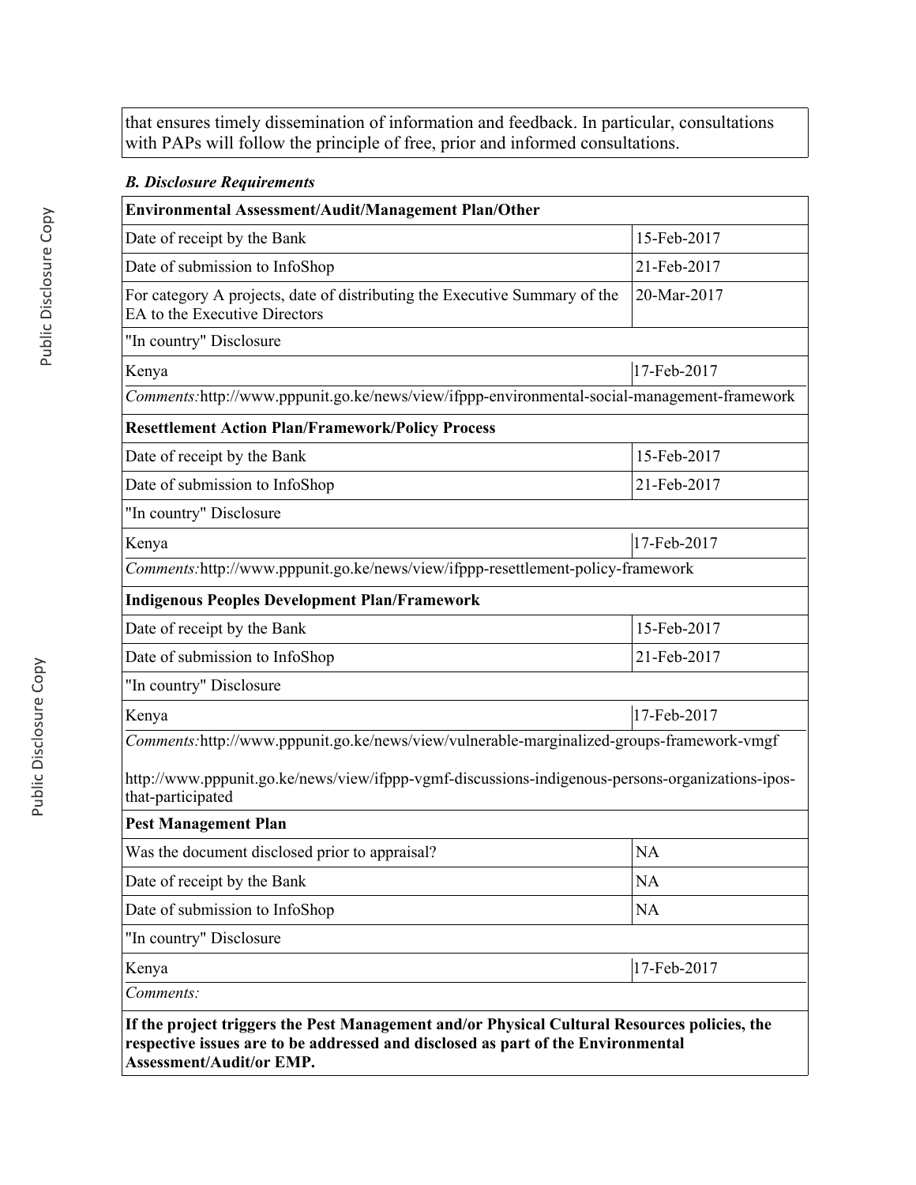that ensures timely dissemination of information and feedback. In particular, consultations with PAPs will follow the principle of free, prior and informed consultations.

***B. Disclosure Requirements***

| **Environmental Assessment/Audit/Management Plan/Other** | |
|---|---|
| Date of receipt by the Bank | 15-Feb-2017 |
| Date of submission to InfoShop | 21-Feb-2017 |
| For category A projects, date of distributing the Executive Summary of the EA to the Executive Directors | 20-Mar-2017 |
| "In country" Disclosure | |
| Kenya | 17-Feb-2017 |
| *Comments:*http://www.pppunit.go.ke/news/view/ifppp-environmental-social-management-framework | |

| **Resettlement Action Plan/Framework/Policy Process** | |
|---|---|
| Date of receipt by the Bank | 15-Feb-2017 |
| Date of submission to InfoShop | 21-Feb-2017 |
| "In country" Disclosure | |
| Kenya | 17-Feb-2017 |
| *Comments:*http://www.pppunit.go.ke/news/view/ifppp-resettlement-policy-framework | |

| **Indigenous Peoples Development Plan/Framework** | |
|---|---|
| Date of receipt by the Bank | 15-Feb-2017 |
| Date of submission to InfoShop | 21-Feb-2017 |
| "In country" Disclosure | |
| Kenya | 17-Feb-2017 |
| *Comments:*http://www.pppunit.go.ke/news/view/vulnerable-marginalized-groups-framework-vmgf<br><br>http://www.pppunit.go.ke/news/view/ifppp-vgmf-discussions-indigenous-persons-organizations-ipos-that-participated | |

| **Pest Management Plan** | |
|---|---|
| Was the document disclosed prior to appraisal? | NA |
| Date of receipt by the Bank | NA |
| Date of submission to InfoShop | NA |
| "In country" Disclosure | |
| Kenya | 17-Feb-2017 |
| *Comments:* | |

**If the project triggers the Pest Management and/or Physical Cultural Resources policies, the respective issues are to be addressed and disclosed as part of the Environmental Assessment/Audit/or EMP.**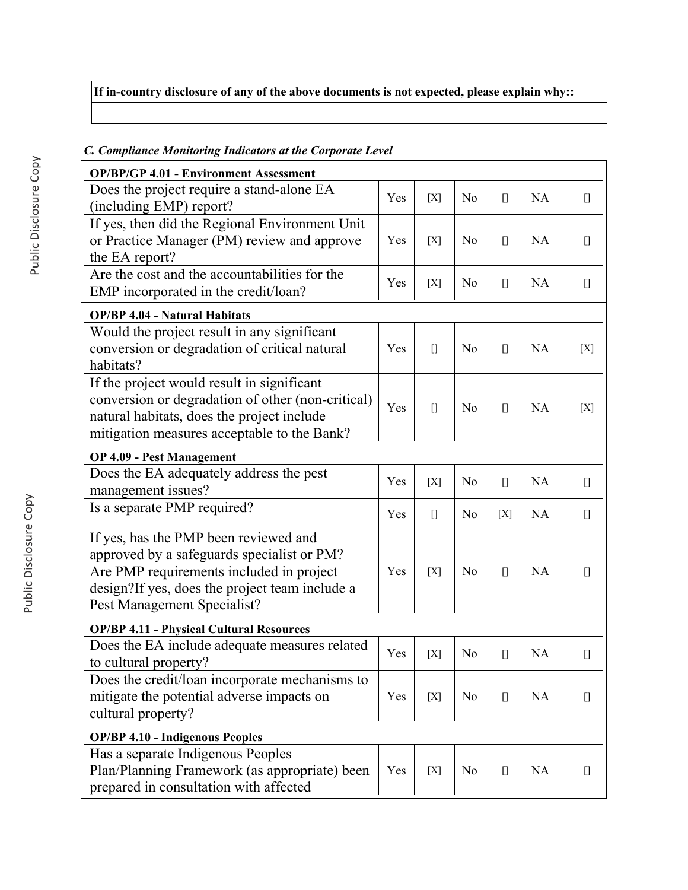| If in-country disclosure of any of the above documents is not expected, please explain why:: |
| --- |
| |

### *C. Compliance Monitoring Indicators at the Corporate Level*

| **OP/BP/GP 4.01 - Environment Assessment** | | | | | | |
| --- | --- | --- | --- | --- | --- | --- |
| Does the project require a stand-alone EA (including EMP) report? | Yes | [X] | No | [] | NA | [] |
| If yes, then did the Regional Environment Unit or Practice Manager (PM) review and approve the EA report? | Yes | [X] | No | [] | NA | [] |
| Are the cost and the accountabilities for the EMP incorporated in the credit/loan? | Yes | [X] | No | [] | NA | [] |
| **OP/BP 4.04 - Natural Habitats** | | | | | | |
| Would the project result in any significant conversion or degradation of critical natural habitats? | Yes | [] | No | [] | NA | [X] |
| If the project would result in significant conversion or degradation of other (non-critical) natural habitats, does the project include mitigation measures acceptable to the Bank? | Yes | [] | No | [] | NA | [X] |
| **OP 4.09 - Pest Management** | | | | | | |
| Does the EA adequately address the pest management issues? | Yes | [X] | No | [] | NA | [] |
| Is a separate PMP required? | Yes | [] | No | [X] | NA | [] |
| If yes, has the PMP been reviewed and approved by a safeguards specialist or PM? Are PMP requirements included in project design?If yes, does the project team include a Pest Management Specialist? | Yes | [X] | No | [] | NA | [] |
| **OP/BP 4.11 - Physical Cultural Resources** | | | | | | |
| Does the EA include adequate measures related to cultural property? | Yes | [X] | No | [] | NA | [] |
| Does the credit/loan incorporate mechanisms to mitigate the potential adverse impacts on cultural property? | Yes | [X] | No | [] | NA | [] |
| **OP/BP 4.10 - Indigenous Peoples** | | | | | | |
| Has a separate Indigenous Peoples Plan/Planning Framework (as appropriate) been prepared in consultation with affected | Yes | [X] | No | [] | NA | [] |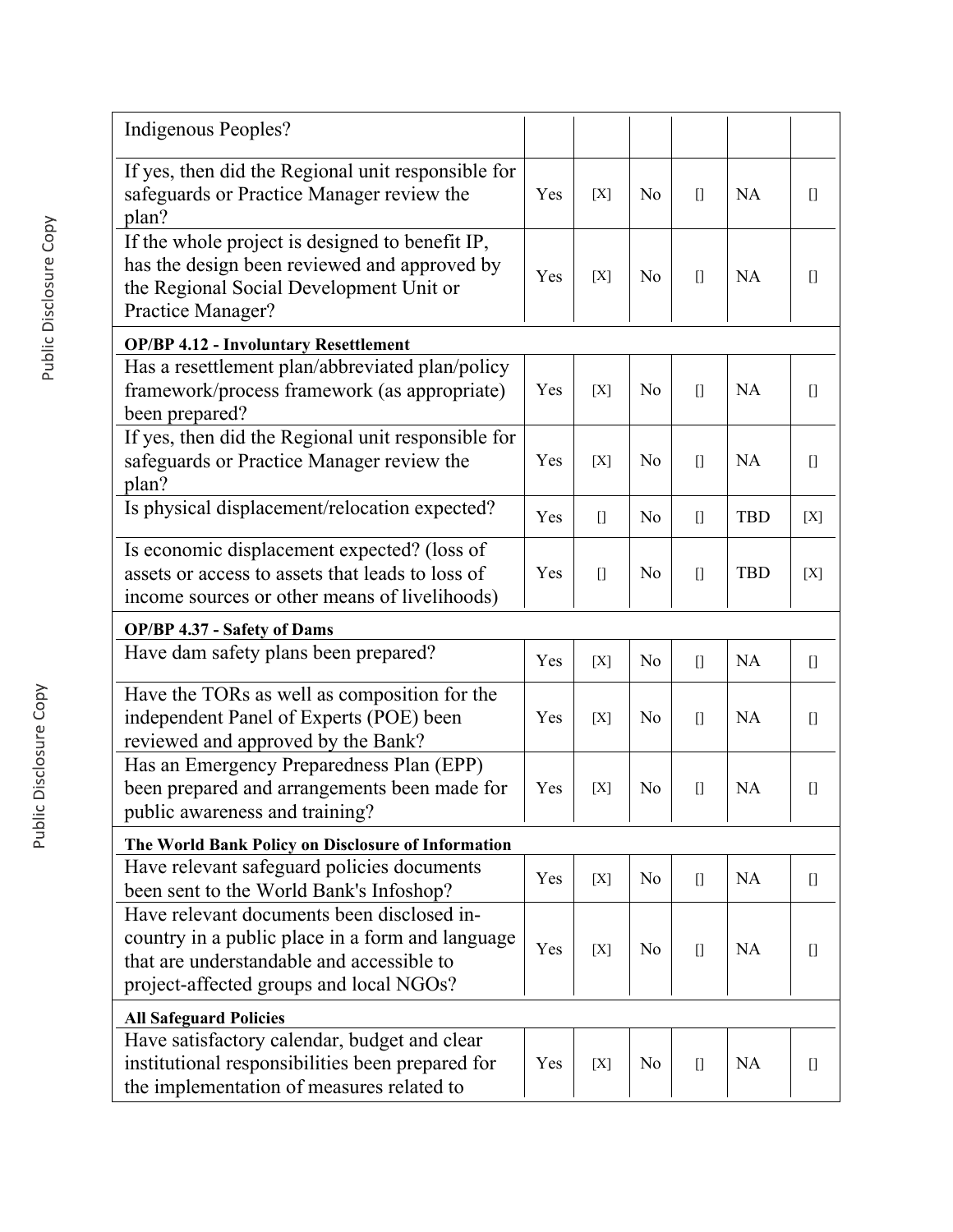| Indigenous Peoples? | | | | | | |
|---|---|---|---|---|---|---|
| If yes, then did the Regional unit responsible for safeguards or Practice Manager review the plan? | Yes | [X] | No | [] | NA | [] |
| If the whole project is designed to benefit IP, has the design been reviewed and approved by the Regional Social Development Unit or Practice Manager? | Yes | [X] | No | [] | NA | [] |
| **OP/BP 4.12 - Involuntary Resettlement** | | | | | | |
| Has a resettlement plan/abbreviated plan/policy framework/process framework (as appropriate) been prepared? | Yes | [X] | No | [] | NA | [] |
| If yes, then did the Regional unit responsible for safeguards or Practice Manager review the plan? | Yes | [X] | No | [] | NA | [] |
| Is physical displacement/relocation expected? | Yes | [] | No | [] | TBD | [X] |
| Is economic displacement expected? (loss of assets or access to assets that leads to loss of income sources or other means of livelihoods) | Yes | [] | No | [] | TBD | [X] |
| **OP/BP 4.37 - Safety of Dams** | | | | | | |
| Have dam safety plans been prepared? | Yes | [X] | No | [] | NA | [] |
| Have the TORs as well as composition for the independent Panel of Experts (POE) been reviewed and approved by the Bank? | Yes | [X] | No | [] | NA | [] |
| Has an Emergency Preparedness Plan (EPP) been prepared and arrangements been made for public awareness and training? | Yes | [X] | No | [] | NA | [] |
| **The World Bank Policy on Disclosure of Information** | | | | | | |
| Have relevant safeguard policies documents been sent to the World Bank's Infoshop? | Yes | [X] | No | [] | NA | [] |
| Have relevant documents been disclosed in-country in a public place in a form and language that are understandable and accessible to project-affected groups and local NGOs? | Yes | [X] | No | [] | NA | [] |
| **All Safeguard Policies** | | | | | | |
| Have satisfactory calendar, budget and clear institutional responsibilities been prepared for the implementation of measures related to | Yes | [X] | No | [] | NA | [] |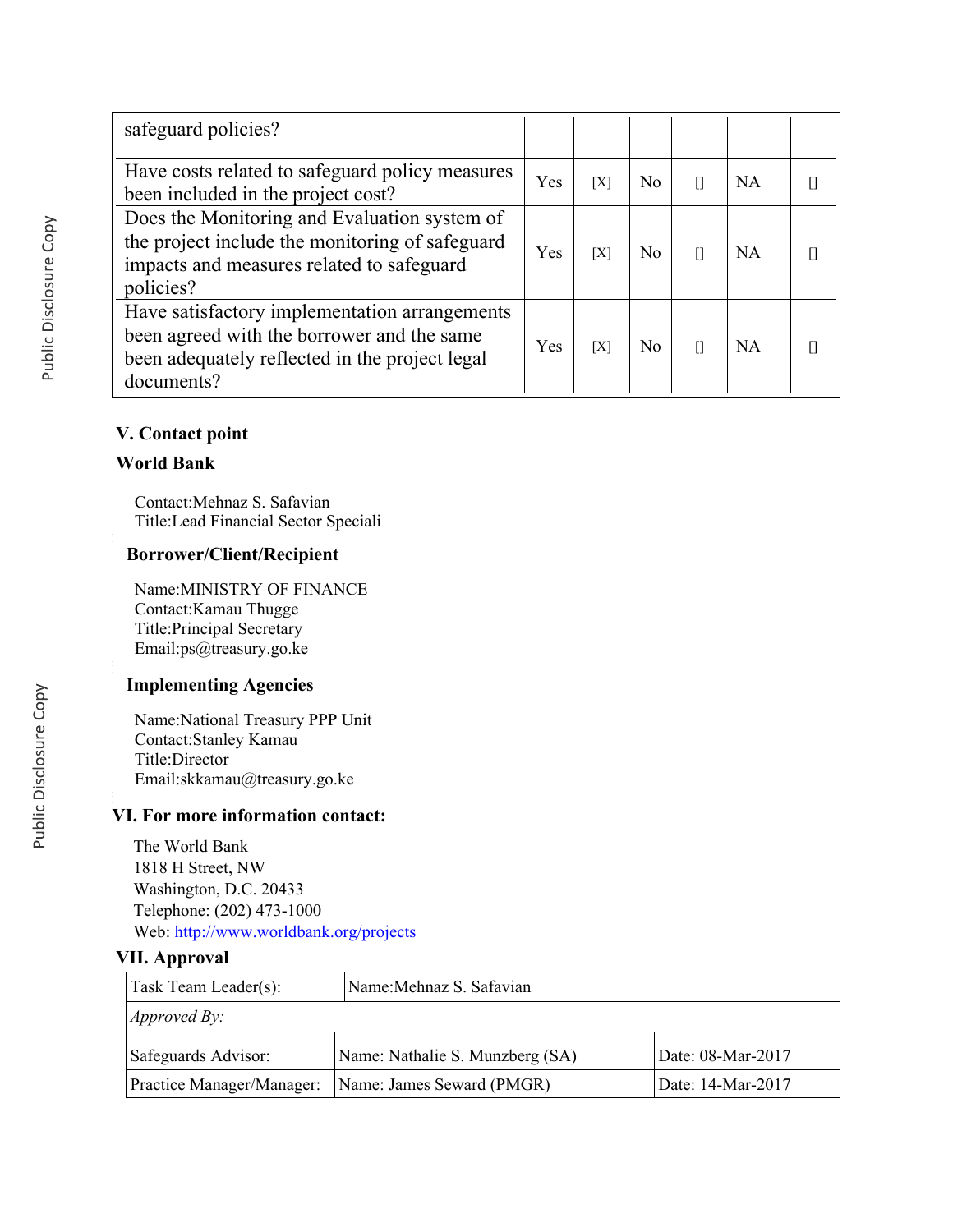| safeguard policies? | | | | | | |
|---|---|---|---|---|---|---|
| Have costs related to safeguard policy measures been included in the project cost? | Yes | [X] | No | [] | NA | [] |
| Does the Monitoring and Evaluation system of the project include the monitoring of safeguard impacts and measures related to safeguard policies? | Yes | [X] | No | [] | NA | [] |
| Have satisfactory implementation arrangements been agreed with the borrower and the same been adequately reflected in the project legal documents? | Yes | [X] | No | [] | NA | [] |

## V. Contact point

### World Bank

Contact:Mehnaz S. Safavian
Title:Lead Financial Sector Speciali

### Borrower/Client/Recipient

Name:MINISTRY OF FINANCE
Contact:Kamau Thugge
Title:Principal Secretary
Email:ps@treasury.go.ke

### Implementing Agencies

Name:National Treasury PPP Unit
Contact:Stanley Kamau
Title:Director
Email:skkamau@treasury.go.ke

## VI. For more information contact:

The World Bank
1818 H Street, NW
Washington, D.C. 20433
Telephone: (202) 473-1000
Web: http://www.worldbank.org/projects

## VII. Approval

| Task Team Leader(s): | Name:Mehnaz S. Safavian | |
|---|---|---|
| *Approved By:* | | |
| Safeguards Advisor: | Name: Nathalie S. Munzberg (SA) | Date: 08-Mar-2017 |
| Practice Manager/Manager: | Name: James Seward (PMGR) | Date: 14-Mar-2017 |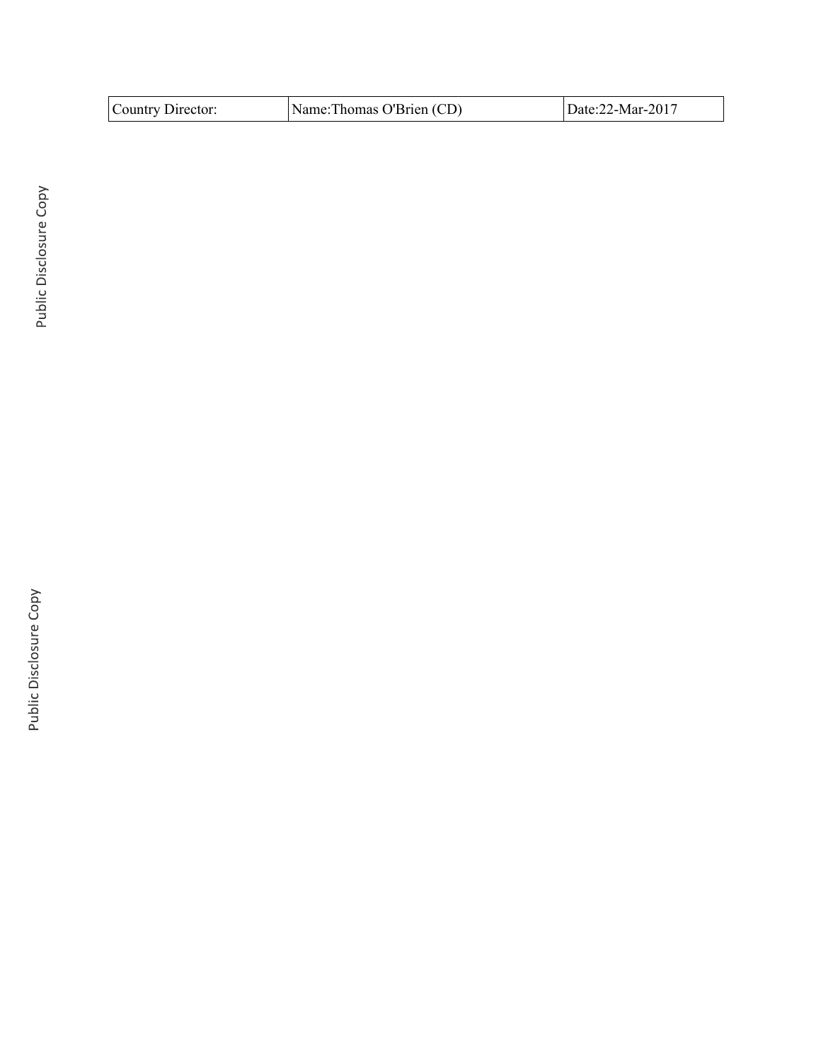| | | |
|---|---|---|
| Country Director: | Name:Thomas O'Brien (CD) | Date:22-Mar-2017 |